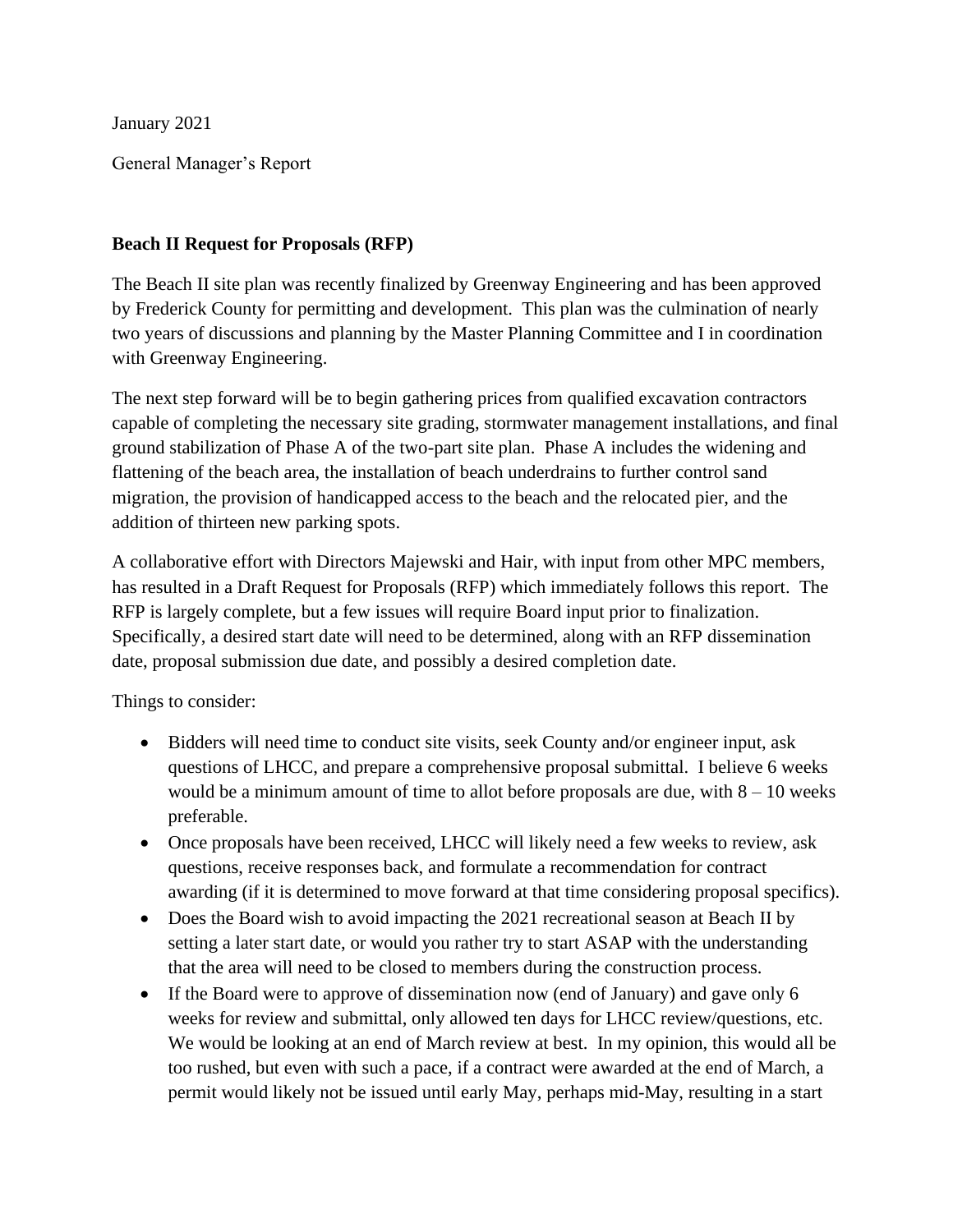January 2021

General Manager's Report

**Beach II Request for Proposals (RFP)**

The Beach II site plan was recently finalized by Greenway Engineering and has been approved by Frederick County for permitting and development. This plan was the culmination of nearly two years of discussions and planning by the Master Planning Committee and I in coordination with Greenway Engineering.

The next step forward will be to begin gathering prices from qualified excavation contractors capable of completing the necessary site grading, stormwater management installations, and final ground stabilization of Phase A of the two-part site plan. Phase A includes the widening and flattening of the beach area, the installation of beach underdrains to further control sand migration, the provision of handicapped access to the beach and the relocated pier, and the addition of thirteen new parking spots.

A collaborative effort with Directors Majewski and Hair, with input from other MPC members, has resulted in a Draft Request for Proposals (RFP) which immediately follows this report. The RFP is largely complete, but a few issues will require Board input prior to finalization. Specifically, a desired start date will need to be determined, along with an RFP dissemination date, proposal submission due date, and possibly a desired completion date.

Things to consider:

- Bidders will need time to conduct site visits, seek County and/or engineer input, ask questions of LHCC, and prepare a comprehensive proposal submittal. I believe 6 weeks would be a minimum amount of time to allot before proposals are due, with 8 – 10 weeks preferable.
- Once proposals have been received, LHCC will likely need a few weeks to review, ask questions, receive responses back, and formulate a recommendation for contract awarding (if it is determined to move forward at that time considering proposal specifics).
- Does the Board wish to avoid impacting the 2021 recreational season at Beach II by setting a later start date, or would you rather try to start ASAP with the understanding that the area will need to be closed to members during the construction process.
- If the Board were to approve of dissemination now (end of January) and gave only 6 weeks for review and submittal, only allowed ten days for LHCC review/questions, etc. We would be looking at an end of March review at best. In my opinion, this would all be too rushed, but even with such a pace, if a contract were awarded at the end of March, a permit would likely not be issued until early May, perhaps mid-May, resulting in a start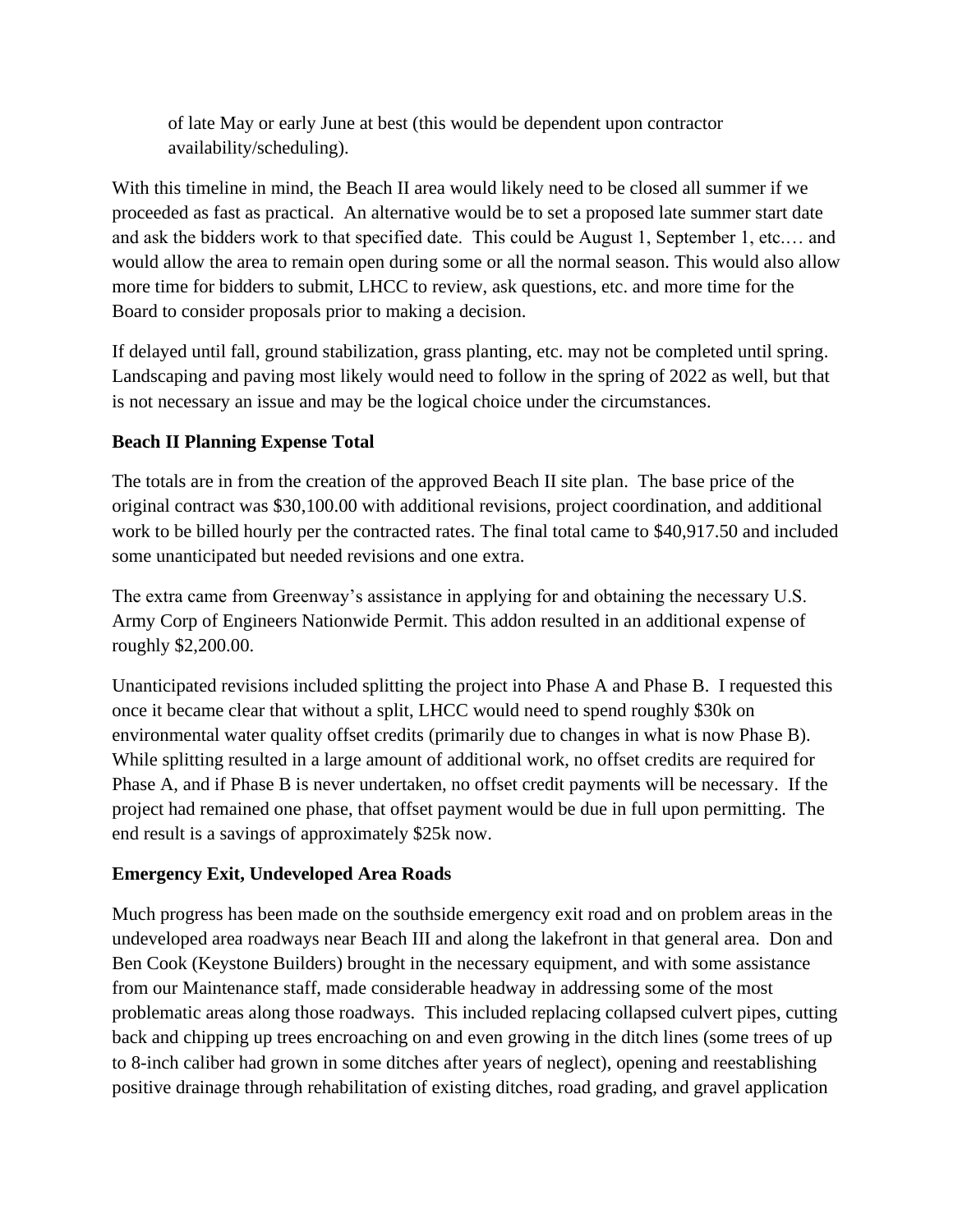of late May or early June at best (this would be dependent upon contractor availability/scheduling).

With this timeline in mind, the Beach II area would likely need to be closed all summer if we proceeded as fast as practical. An alternative would be to set a proposed late summer start date and ask the bidders work to that specified date. This could be August 1, September 1, etc.… and would allow the area to remain open during some or all the normal season. This would also allow more time for bidders to submit, LHCC to review, ask questions, etc. and more time for the Board to consider proposals prior to making a decision.

If delayed until fall, ground stabilization, grass planting, etc. may not be completed until spring. Landscaping and paving most likely would need to follow in the spring of 2022 as well, but that is not necessary an issue and may be the logical choice under the circumstances.

**Beach II Planning Expense Total**

The totals are in from the creation of the approved Beach II site plan. The base price of the original contract was $30,100.00 with additional revisions, project coordination, and additional work to be billed hourly per the contracted rates. The final total came to $40,917.50 and included some unanticipated but needed revisions and one extra.

The extra came from Greenway's assistance in applying for and obtaining the necessary U.S. Army Corp of Engineers Nationwide Permit. This addon resulted in an additional expense of roughly $2,200.00.

Unanticipated revisions included splitting the project into Phase A and Phase B. I requested this once it became clear that without a split, LHCC would need to spend roughly $30k on environmental water quality offset credits (primarily due to changes in what is now Phase B). While splitting resulted in a large amount of additional work, no offset credits are required for Phase A, and if Phase B is never undertaken, no offset credit payments will be necessary. If the project had remained one phase, that offset payment would be due in full upon permitting. The end result is a savings of approximately $25k now.

**Emergency Exit, Undeveloped Area Roads**

Much progress has been made on the southside emergency exit road and on problem areas in the undeveloped area roadways near Beach III and along the lakefront in that general area. Don and Ben Cook (Keystone Builders) brought in the necessary equipment, and with some assistance from our Maintenance staff, made considerable headway in addressing some of the most problematic areas along those roadways. This included replacing collapsed culvert pipes, cutting back and chipping up trees encroaching on and even growing in the ditch lines (some trees of up to 8-inch caliber had grown in some ditches after years of neglect), opening and reestablishing positive drainage through rehabilitation of existing ditches, road grading, and gravel application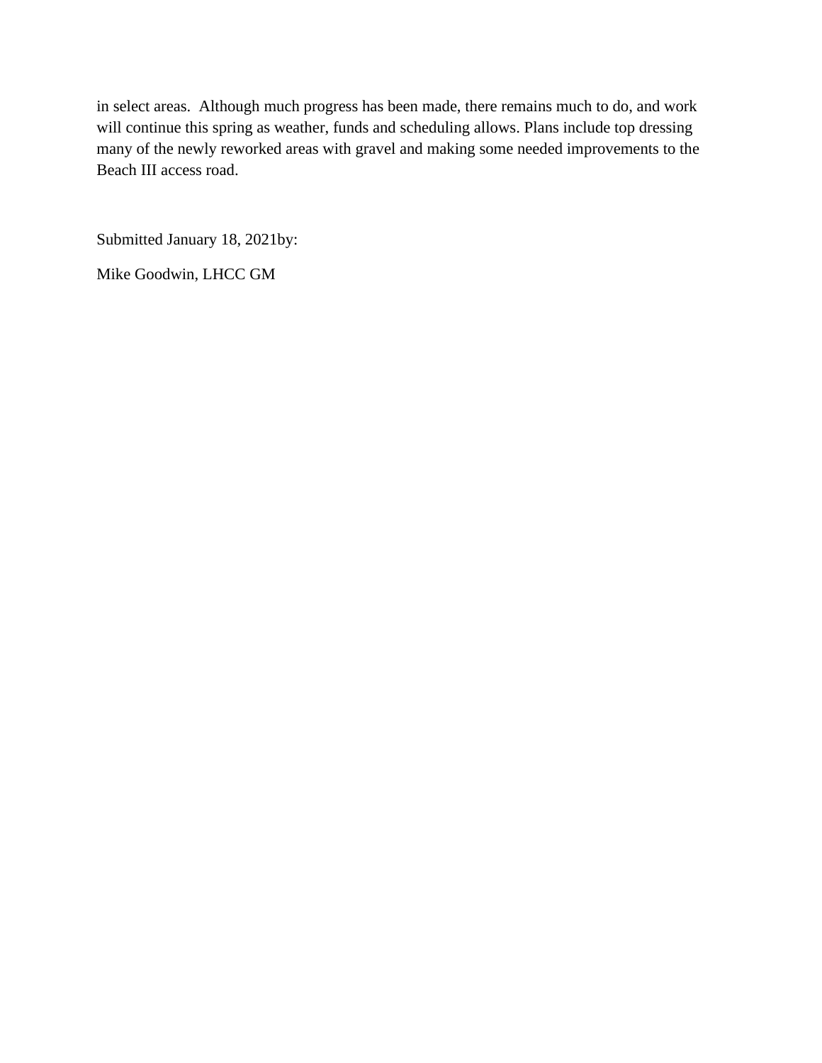in select areas.  Although much progress has been made, there remains much to do, and work will continue this spring as weather, funds and scheduling allows. Plans include top dressing many of the newly reworked areas with gravel and making some needed improvements to the Beach III access road.

Submitted January 18, 2021by:

Mike Goodwin, LHCC GM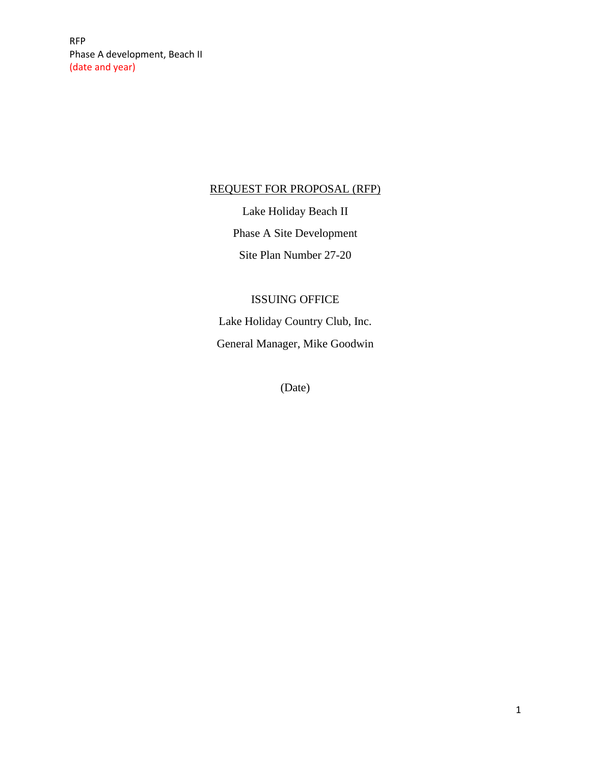RFP
Phase A development, Beach II
(date and year)

# REQUEST FOR PROPOSAL (RFP)

Lake Holiday Beach II

Phase A Site Development

Site Plan Number 27-20

ISSUING OFFICE

Lake Holiday Country Club, Inc.

General Manager, Mike Goodwin

(Date)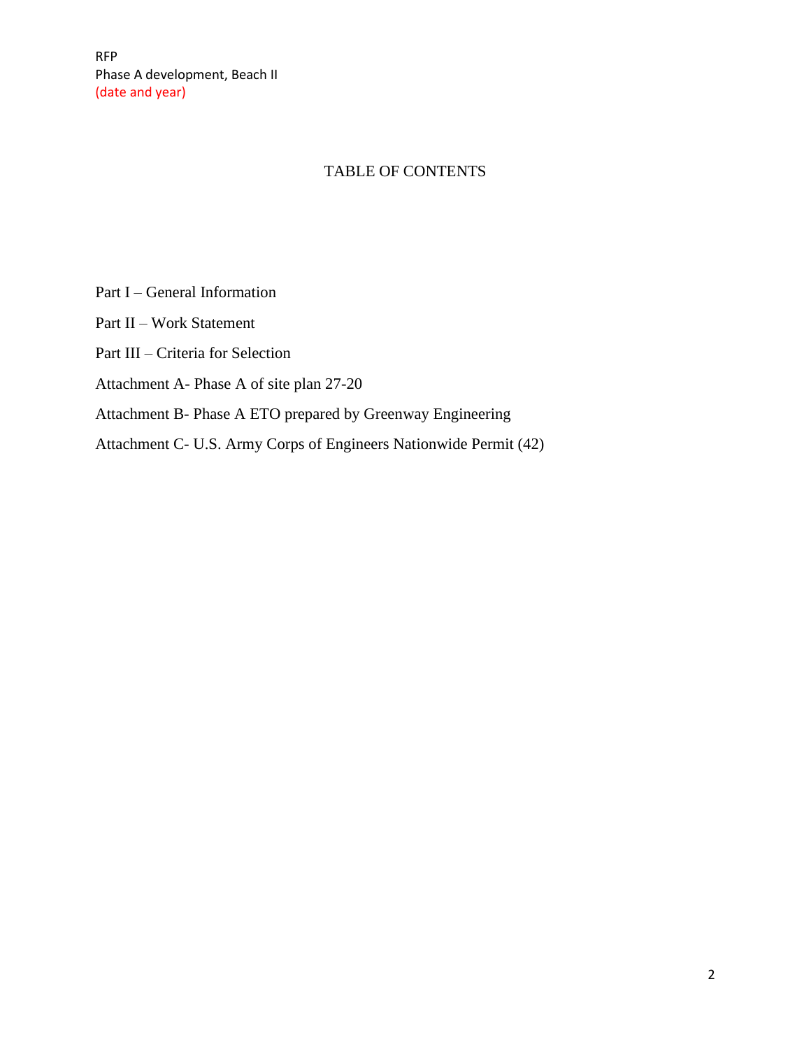# TABLE OF CONTENTS

Part I – General Information

Part II – Work Statement

Part III – Criteria for Selection

Attachment A- Phase A of site plan 27-20

Attachment B- Phase A ETO prepared by Greenway Engineering

Attachment C- U.S. Army Corps of Engineers Nationwide Permit (42)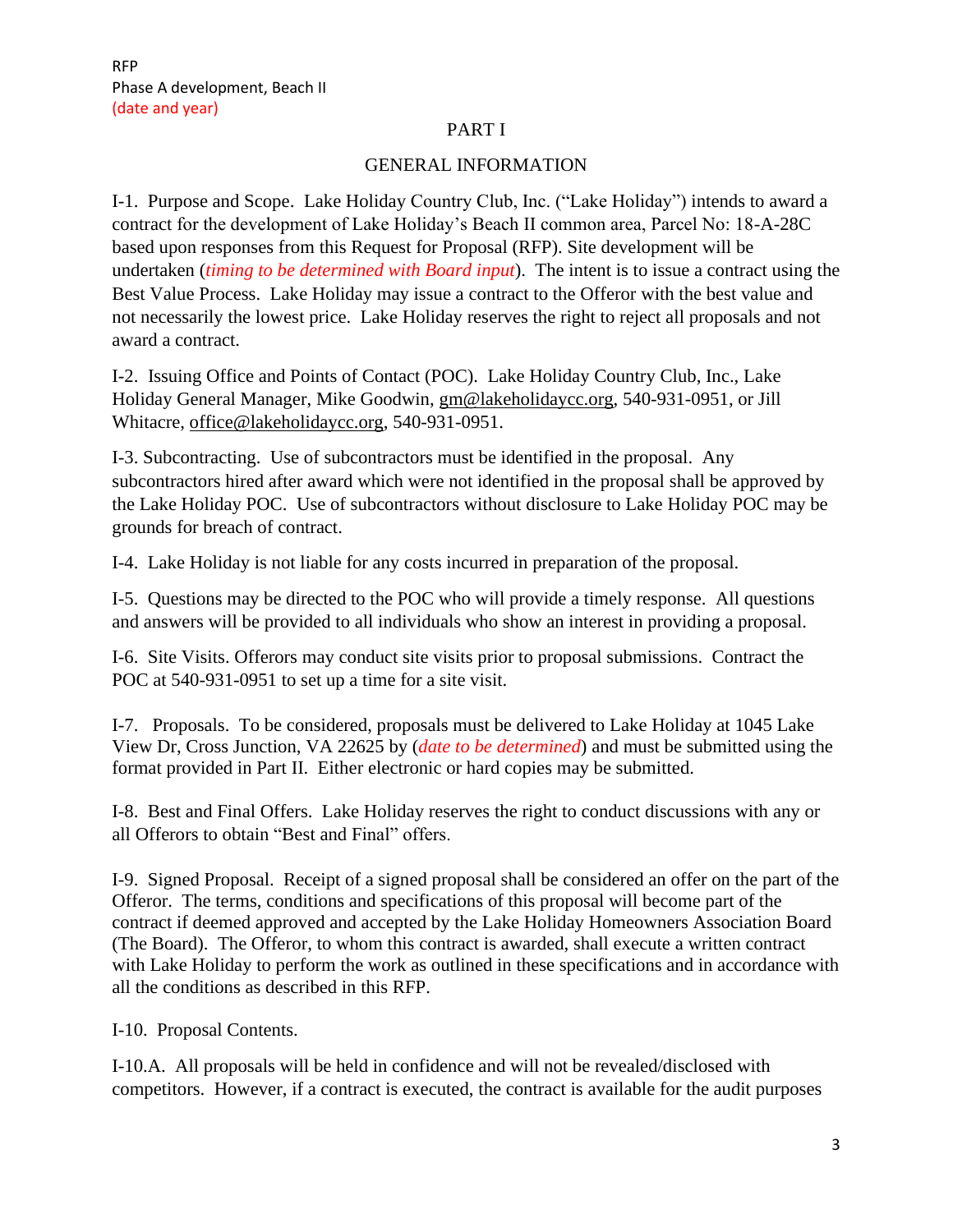RFP
Phase A development, Beach II
(date and year)

PART I

GENERAL INFORMATION

I-1. Purpose and Scope. Lake Holiday Country Club, Inc. ("Lake Holiday") intends to award a contract for the development of Lake Holiday's Beach II common area, Parcel No: 18-A-28C based upon responses from this Request for Proposal (RFP). Site development will be undertaken (*timing to be determined with Board input*). The intent is to issue a contract using the Best Value Process. Lake Holiday may issue a contract to the Offeror with the best value and not necessarily the lowest price. Lake Holiday reserves the right to reject all proposals and not award a contract.

I-2. Issuing Office and Points of Contact (POC). Lake Holiday Country Club, Inc., Lake Holiday General Manager, Mike Goodwin, gm@lakeholidaycc.org, 540-931-0951, or Jill Whitacre, office@lakeholidaycc.org, 540-931-0951.

I-3. Subcontracting. Use of subcontractors must be identified in the proposal. Any subcontractors hired after award which were not identified in the proposal shall be approved by the Lake Holiday POC. Use of subcontractors without disclosure to Lake Holiday POC may be grounds for breach of contract.

I-4. Lake Holiday is not liable for any costs incurred in preparation of the proposal.

I-5. Questions may be directed to the POC who will provide a timely response. All questions and answers will be provided to all individuals who show an interest in providing a proposal.

I-6. Site Visits. Offerors may conduct site visits prior to proposal submissions. Contract the POC at 540-931-0951 to set up a time for a site visit.

I-7. Proposals. To be considered, proposals must be delivered to Lake Holiday at 1045 Lake View Dr, Cross Junction, VA 22625 by (*date to be determined*) and must be submitted using the format provided in Part II. Either electronic or hard copies may be submitted.

I-8. Best and Final Offers. Lake Holiday reserves the right to conduct discussions with any or all Offerors to obtain "Best and Final" offers.

I-9. Signed Proposal. Receipt of a signed proposal shall be considered an offer on the part of the Offeror. The terms, conditions and specifications of this proposal will become part of the contract if deemed approved and accepted by the Lake Holiday Homeowners Association Board (The Board). The Offeror, to whom this contract is awarded, shall execute a written contract with Lake Holiday to perform the work as outlined in these specifications and in accordance with all the conditions as described in this RFP.

I-10. Proposal Contents.

I-10.A. All proposals will be held in confidence and will not be revealed/disclosed with competitors. However, if a contract is executed, the contract is available for the audit purposes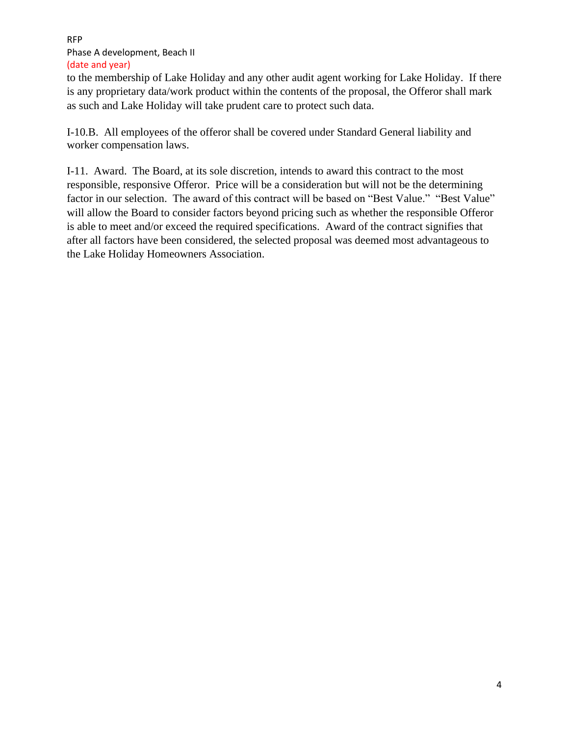to the membership of Lake Holiday and any other audit agent working for Lake Holiday. If there is any proprietary data/work product within the contents of the proposal, the Offeror shall mark as such and Lake Holiday will take prudent care to protect such data.

I-10.B. All employees of the offeror shall be covered under Standard General liability and worker compensation laws.

I-11. Award. The Board, at its sole discretion, intends to award this contract to the most responsible, responsive Offeror. Price will be a consideration but will not be the determining factor in our selection. The award of this contract will be based on "Best Value." "Best Value" will allow the Board to consider factors beyond pricing such as whether the responsible Offeror is able to meet and/or exceed the required specifications. Award of the contract signifies that after all factors have been considered, the selected proposal was deemed most advantageous to the Lake Holiday Homeowners Association.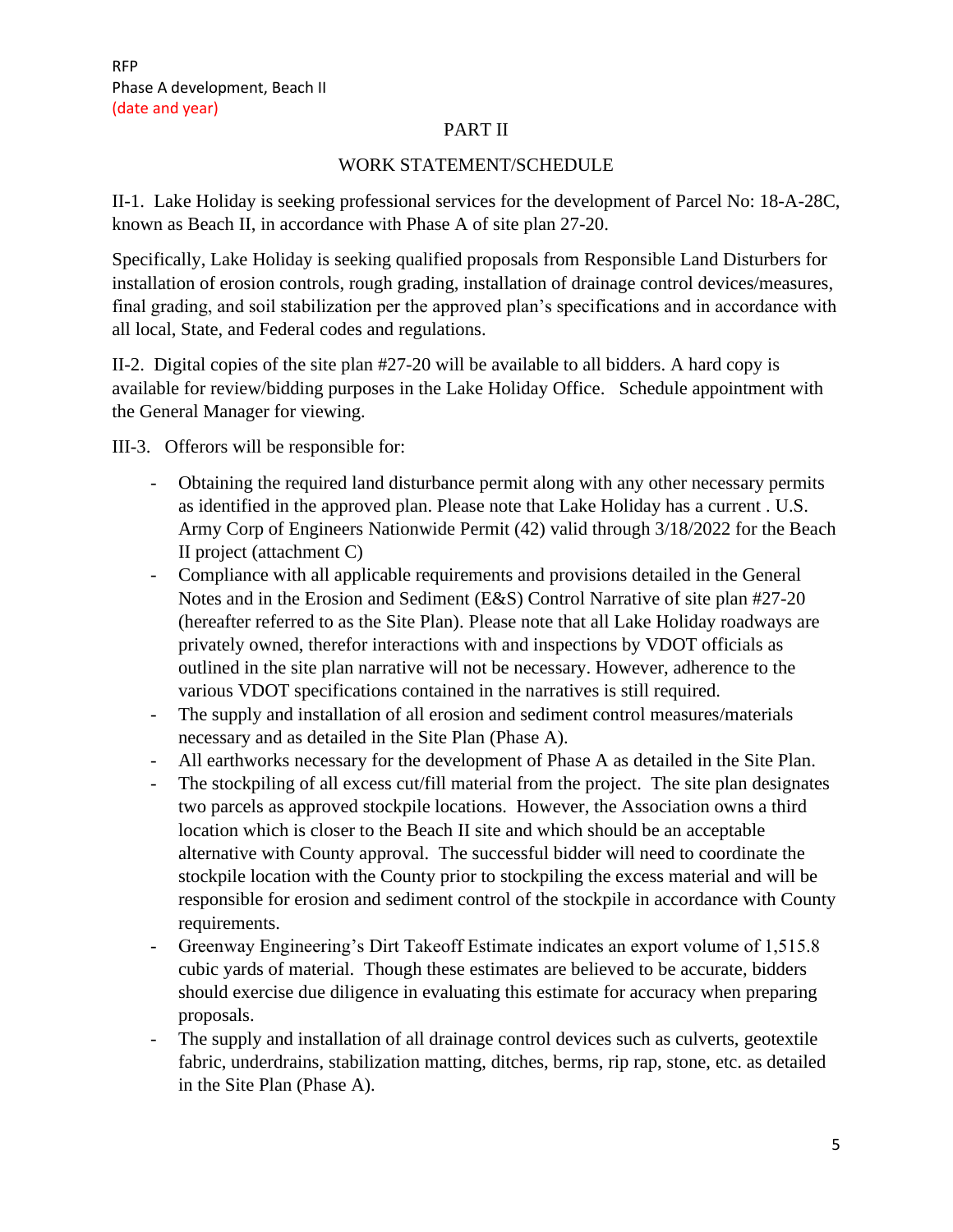RFP
Phase A development, Beach II
(date and year)

PART II

WORK STATEMENT/SCHEDULE

II-1. Lake Holiday is seeking professional services for the development of Parcel No: 18-A-28C, known as Beach II, in accordance with Phase A of site plan 27-20.

Specifically, Lake Holiday is seeking qualified proposals from Responsible Land Disturbers for installation of erosion controls, rough grading, installation of drainage control devices/measures, final grading, and soil stabilization per the approved plan's specifications and in accordance with all local, State, and Federal codes and regulations.

II-2. Digital copies of the site plan #27-20 will be available to all bidders. A hard copy is available for review/bidding purposes in the Lake Holiday Office. Schedule appointment with the General Manager for viewing.

III-3. Offerors will be responsible for:

- Obtaining the required land disturbance permit along with any other necessary permits as identified in the approved plan. Please note that Lake Holiday has a current . U.S. Army Corp of Engineers Nationwide Permit (42) valid through 3/18/2022 for the Beach II project (attachment C)
- Compliance with all applicable requirements and provisions detailed in the General Notes and in the Erosion and Sediment (E&S) Control Narrative of site plan #27-20 (hereafter referred to as the Site Plan). Please note that all Lake Holiday roadways are privately owned, therefor interactions with and inspections by VDOT officials as outlined in the site plan narrative will not be necessary. However, adherence to the various VDOT specifications contained in the narratives is still required.
- The supply and installation of all erosion and sediment control measures/materials necessary and as detailed in the Site Plan (Phase A).
- All earthworks necessary for the development of Phase A as detailed in the Site Plan.
- The stockpiling of all excess cut/fill material from the project. The site plan designates two parcels as approved stockpile locations. However, the Association owns a third location which is closer to the Beach II site and which should be an acceptable alternative with County approval. The successful bidder will need to coordinate the stockpile location with the County prior to stockpiling the excess material and will be responsible for erosion and sediment control of the stockpile in accordance with County requirements.
- Greenway Engineering's Dirt Takeoff Estimate indicates an export volume of 1,515.8 cubic yards of material. Though these estimates are believed to be accurate, bidders should exercise due diligence in evaluating this estimate for accuracy when preparing proposals.
- The supply and installation of all drainage control devices such as culverts, geotextile fabric, underdrains, stabilization matting, ditches, berms, rip rap, stone, etc. as detailed in the Site Plan (Phase A).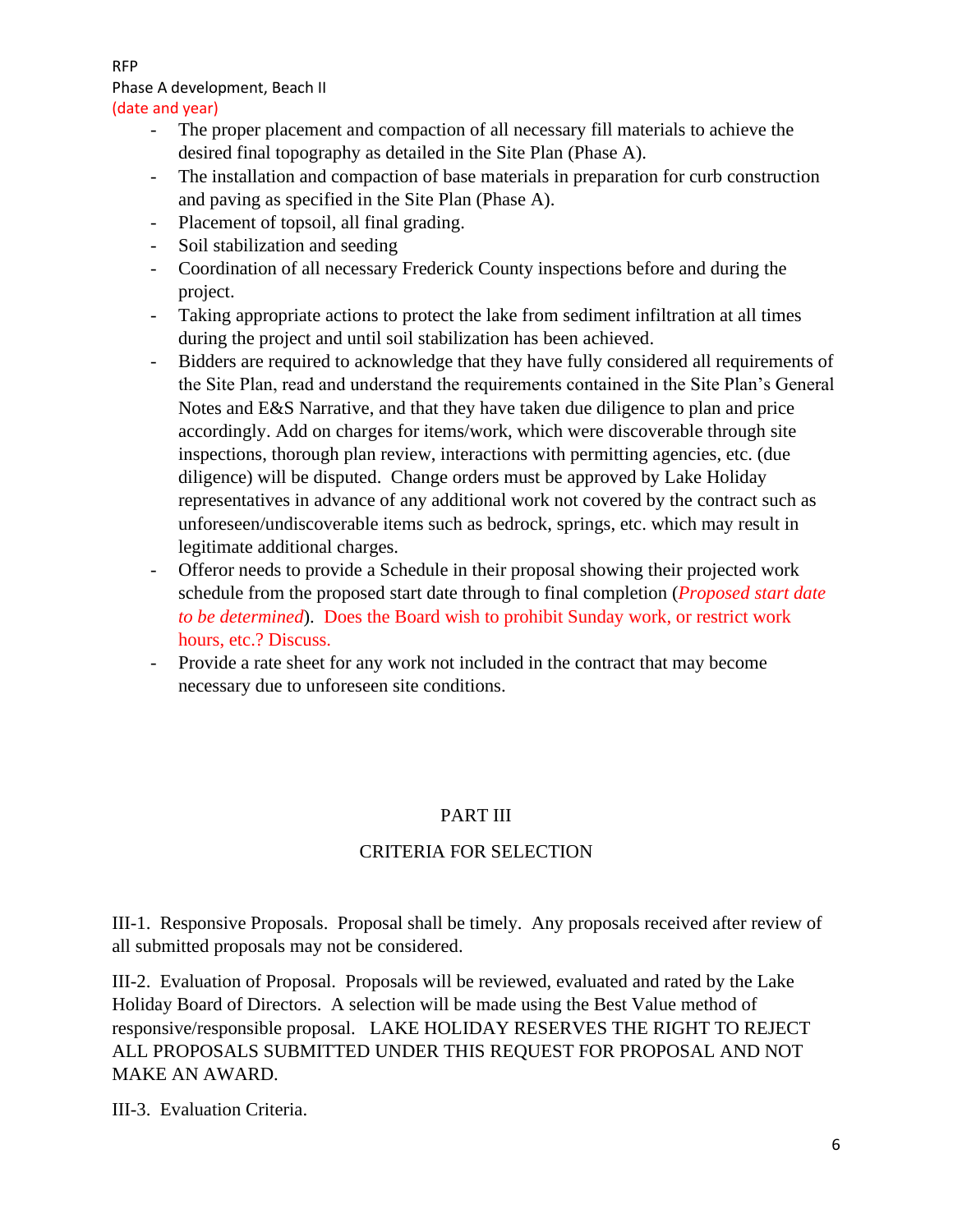- The proper placement and compaction of all necessary fill materials to achieve the desired final topography as detailed in the Site Plan (Phase A).
- The installation and compaction of base materials in preparation for curb construction and paving as specified in the Site Plan (Phase A).
- Placement of topsoil, all final grading.
- Soil stabilization and seeding
- Coordination of all necessary Frederick County inspections before and during the project.
- Taking appropriate actions to protect the lake from sediment infiltration at all times during the project and until soil stabilization has been achieved.
- Bidders are required to acknowledge that they have fully considered all requirements of the Site Plan, read and understand the requirements contained in the Site Plan's General Notes and E&S Narrative, and that they have taken due diligence to plan and price accordingly. Add on charges for items/work, which were discoverable through site inspections, thorough plan review, interactions with permitting agencies, etc. (due diligence) will be disputed. Change orders must be approved by Lake Holiday representatives in advance of any additional work not covered by the contract such as unforeseen/undiscoverable items such as bedrock, springs, etc. which may result in legitimate additional charges.
- Offeror needs to provide a Schedule in their proposal showing their projected work schedule from the proposed start date through to final completion (*Proposed start date to be determined*). Does the Board wish to prohibit Sunday work, or restrict work hours, etc.? Discuss.
- Provide a rate sheet for any work not included in the contract that may become necessary due to unforeseen site conditions.

## PART III

## CRITERIA FOR SELECTION

III-1. Responsive Proposals. Proposal shall be timely. Any proposals received after review of all submitted proposals may not be considered.

III-2. Evaluation of Proposal. Proposals will be reviewed, evaluated and rated by the Lake Holiday Board of Directors. A selection will be made using the Best Value method of responsive/responsible proposal. LAKE HOLIDAY RESERVES THE RIGHT TO REJECT ALL PROPOSALS SUBMITTED UNDER THIS REQUEST FOR PROPOSAL AND NOT MAKE AN AWARD.

III-3. Evaluation Criteria.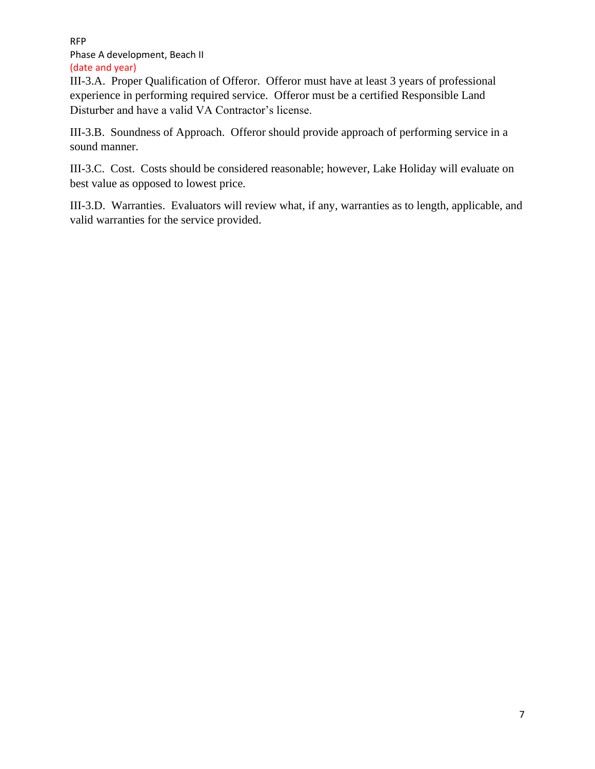III-3.A. Proper Qualification of Offeror. Offeror must have at least 3 years of professional experience in performing required service. Offeror must be a certified Responsible Land Disturber and have a valid VA Contractor's license.

III-3.B. Soundness of Approach. Offeror should provide approach of performing service in a sound manner.

III-3.C. Cost. Costs should be considered reasonable; however, Lake Holiday will evaluate on best value as opposed to lowest price.

III-3.D. Warranties. Evaluators will review what, if any, warranties as to length, applicable, and valid warranties for the service provided.